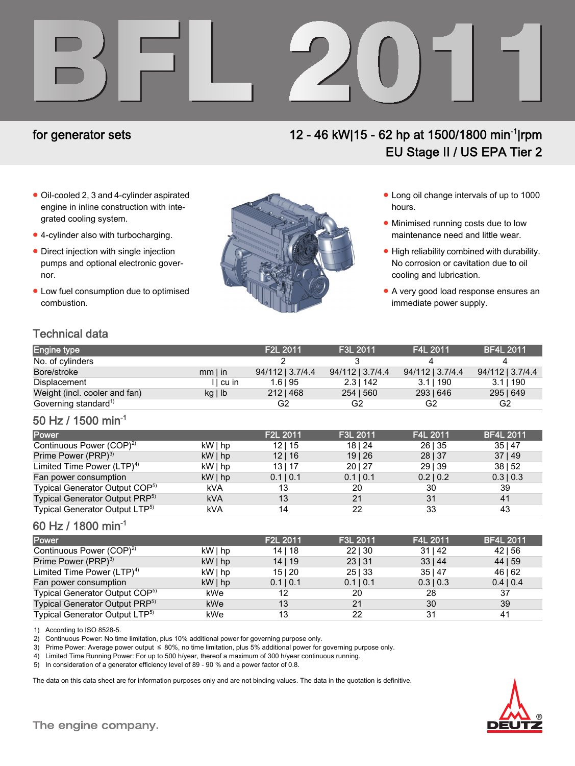# BFL 2011

## for generator sets

**12 - 46 kW|15 - 62 hp at 1500/1800 min$^{-1}$|rpm**
**EU Stage II / US EPA Tier 2**

- Oil-cooled 2, 3 and 4-cylinder aspirated engine in inline construction with integrated cooling system.
- 4-cylinder also with turbocharging.
- Direct injection with single injection pumps and optional electronic governor.
- Low fuel consumption due to optimised combustion.
- Long oil change intervals of up to 1000 hours.
- Minimised running costs due to low maintenance need and little wear.
- High reliability combined with durability. No corrosion or cavitation due to oil cooling and lubrication.
- A very good load response ensures an immediate power supply.

## Technical data

| Engine type | | F2L 2011 | F3L 2011 | F4L 2011 | BF4L 2011 |
|---|---|---|---|---|---|
| No. of cylinders | | 2 | 3 | 4 | 4 |
| Bore/stroke | mm \| in | 94/112 \| 3.7/4.4 | 94/112 \| 3.7/4.4 | 94/112 \| 3.7/4.4 | 94/112 \| 3.7/4.4 |
| Displacement | l \| cu in | 1.6 \| 95 | 2.3 \| 142 | 3.1 \| 190 | 3.1 \| 190 |
| Weight (incl. cooler and fan) | kg \| lb | 212 \| 468 | 254 \| 560 | 293 \| 646 | 295 \| 649 |
| Governing standard[1] | | G2 | G2 | G2 | G2 |

### 50 Hz / 1500 min$^{-1}$

| Power | | F2L 2011 | F3L 2011 | F4L 2011 | BF4L 2011 |
|---|---|---|---|---|---|
| Continuous Power (COP)[2] | kW \| hp | 12 \| 15 | 18 \| 24 | 26 \| 35 | 35 \| 47 |
| Prime Power (PRP)[3] | kW \| hp | 12 \| 16 | 19 \| 26 | 28 \| 37 | 37 \| 49 |
| Limited Time Power (LTP)[4] | kW \| hp | 13 \| 17 | 20 \| 27 | 29 \| 39 | 38 \| 52 |
| Fan power consumption | kW \| hp | 0.1 \| 0.1 | 0.1 \| 0.1 | 0.2 \| 0.2 | 0.3 \| 0.3 |
| Typical Generator Output COP[5] | kVA | 13 | 20 | 30 | 39 |
| Typical Generator Output PRP[5] | kVA | 13 | 21 | 31 | 41 |
| Typical Generator Output LTP[5] | kVA | 14 | 22 | 33 | 43 |

### 60 Hz / 1800 min$^{-1}$

| Power | | F2L 2011 | F3L 2011 | F4L 2011 | BF4L 2011 |
|---|---|---|---|---|---|
| Continuous Power (COP)[2] | kW \| hp | 14 \| 18 | 22 \| 30 | 31 \| 42 | 42 \| 56 |
| Prime Power (PRP)[3] | kW \| hp | 14 \| 19 | 23 \| 31 | 33 \| 44 | 44 \| 59 |
| Limited Time Power (LTP)[4] | kW \| hp | 15 \| 20 | 25 \| 33 | 35 \| 47 | 46 \| 62 |
| Fan power consumption | kW \| hp | 0.1 \| 0.1 | 0.1 \| 0.1 | 0.3 \| 0.3 | 0.4 \| 0.4 |
| Typical Generator Output COP[5] | kWe | 12 | 20 | 28 | 37 |
| Typical Generator Output PRP[5] | kWe | 13 | 21 | 30 | 39 |
| Typical Generator Output LTP[5] | kWe | 13 | 22 | 31 | 41 |

1) According to ISO 8528-5.
2) Continuous Power: No time limitation, plus 10% additional power for governing purpose only.
3) Prime Power: Average power output ≤ 80%, no time limitation, plus 5% additional power for governing purpose only.
4) Limited Time Running Power: For up to 500 h/year, thereof a maximum of 300 h/year continuous running.
5) In consideration of a generator efficiency level of 89 - 90 % and a power factor of 0.8.

The data on this data sheet are for information purposes only and are not binding values. The data in the quotation is definitive.

The engine company.

DEUTZ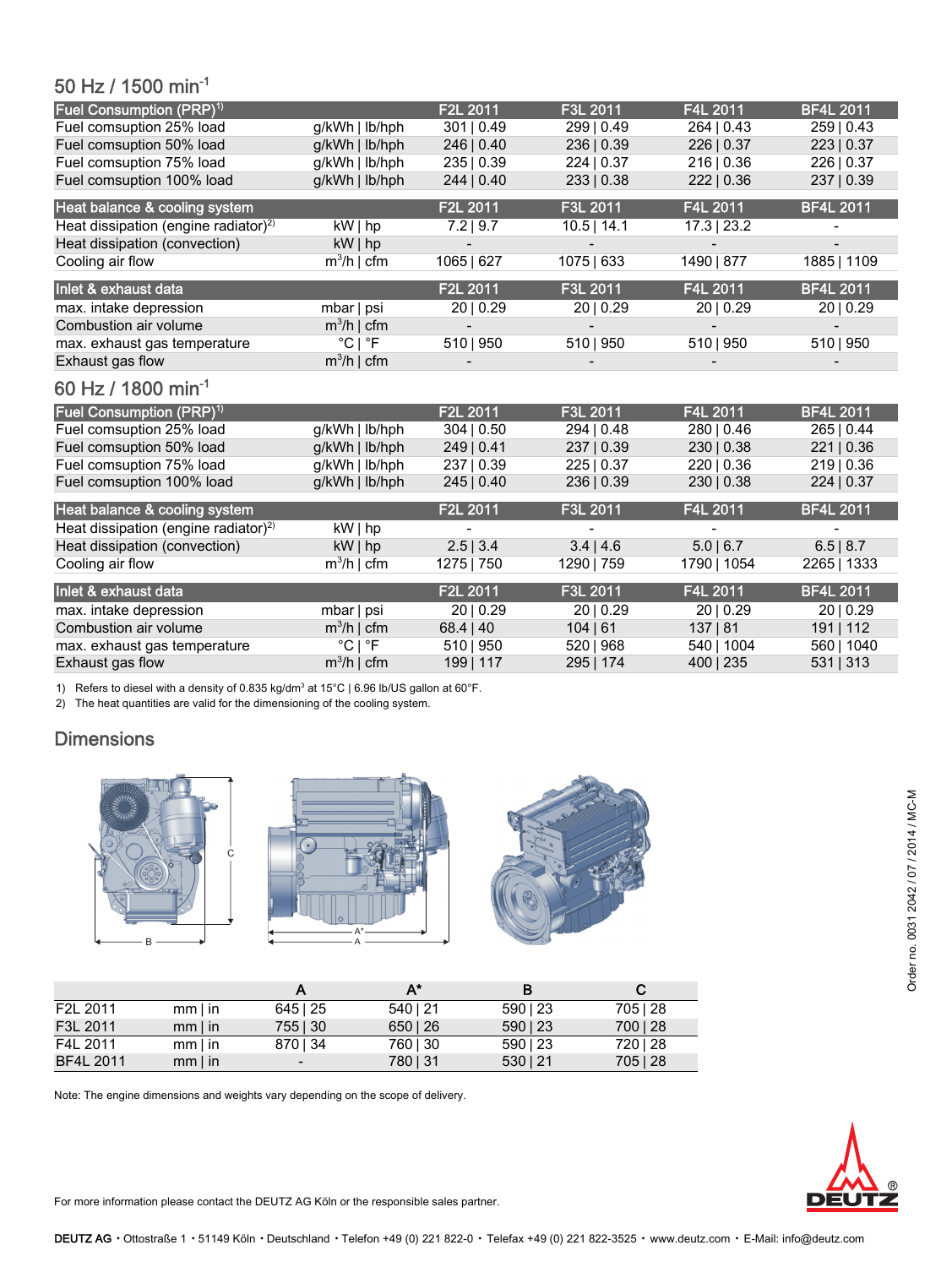## 50 Hz / 1500 min$^{-1}$

| Fuel Consumption (PRP)[1] | | F2L 2011 | F3L 2011 | F4L 2011 | BF4L 2011 |
|---|---|---|---|---|---|
| Fuel comsuption 25% load | g/kWh \| lb/hph | 301 \| 0.49 | 299 \| 0.49 | 264 \| 0.43 | 259 \| 0.43 |
| Fuel comsuption 50% load | g/kWh \| lb/hph | 246 \| 0.40 | 236 \| 0.39 | 226 \| 0.37 | 223 \| 0.37 |
| Fuel comsuption 75% load | g/kWh \| lb/hph | 235 \| 0.39 | 224 \| 0.37 | 216 \| 0.36 | 226 \| 0.37 |
| Fuel comsuption 100% load | g/kWh \| lb/hph | 244 \| 0.40 | 233 \| 0.38 | 222 \| 0.36 | 237 \| 0.39 |

| Heat balance & cooling system | | F2L 2011 | F3L 2011 | F4L 2011 | BF4L 2011 |
|---|---|---|---|---|---|
| Heat dissipation (engine radiator)[2] | kW \| hp | 7.2 \| 9.7 | 10.5 \| 14.1 | 17.3 \| 23.2 | - |
| Heat dissipation (convection) | kW \| hp | - | - | - | - |
| Cooling air flow | m$^3$/h \| cfm | 1065 \| 627 | 1075 \| 633 | 1490 \| 877 | 1885 \| 1109 |

| Inlet & exhaust data | | F2L 2011 | F3L 2011 | F4L 2011 | BF4L 2011 |
|---|---|---|---|---|---|
| max. intake depression | mbar \| psi | 20 \| 0.29 | 20 \| 0.29 | 20 \| 0.29 | 20 \| 0.29 |
| Combustion air volume | m$^3$/h \| cfm | - | - | - | - |
| max. exhaust gas temperature | °C \| °F | 510 \| 950 | 510 \| 950 | 510 \| 950 | 510 \| 950 |
| Exhaust gas flow | m$^3$/h \| cfm | - | - | - | - |

## 60 Hz / 1800 min$^{-1}$

| Fuel Consumption (PRP)[1] | | F2L 2011 | F3L 2011 | F4L 2011 | BF4L 2011 |
|---|---|---|---|---|---|
| Fuel comsuption 25% load | g/kWh \| lb/hph | 304 \| 0.50 | 294 \| 0.48 | 280 \| 0.46 | 265 \| 0.44 |
| Fuel comsuption 50% load | g/kWh \| lb/hph | 249 \| 0.41 | 237 \| 0.39 | 230 \| 0.38 | 221 \| 0.36 |
| Fuel comsuption 75% load | g/kWh \| lb/hph | 237 \| 0.39 | 225 \| 0.37 | 220 \| 0.36 | 219 \| 0.36 |
| Fuel comsuption 100% load | g/kWh \| lb/hph | 245 \| 0.40 | 236 \| 0.39 | 230 \| 0.38 | 224 \| 0.37 |

| Heat balance & cooling system | | F2L 2011 | F3L 2011 | F4L 2011 | BF4L 2011 |
|---|---|---|---|---|---|
| Heat dissipation (engine radiator)[2] | kW \| hp | - | - | - | - |
| Heat dissipation (convection) | kW \| hp | 2.5 \| 3.4 | 3.4 \| 4.6 | 5.0 \| 6.7 | 6.5 \| 8.7 |
| Cooling air flow | m$^3$/h \| cfm | 1275 \| 750 | 1290 \| 759 | 1790 \| 1054 | 2265 \| 1333 |

| Inlet & exhaust data | | F2L 2011 | F3L 2011 | F4L 2011 | BF4L 2011 |
|---|---|---|---|---|---|
| max. intake depression | mbar \| psi | 20 \| 0.29 | 20 \| 0.29 | 20 \| 0.29 | 20 \| 0.29 |
| Combustion air volume | m$^3$/h \| cfm | 68.4 \| 40 | 104 \| 61 | 137 \| 81 | 191 \| 112 |
| max. exhaust gas temperature | °C \| °F | 510 \| 950 | 520 \| 968 | 540 \| 1004 | 560 \| 1040 |
| Exhaust gas flow | m$^3$/h \| cfm | 199 \| 117 | 295 \| 174 | 400 \| 235 | 531 \| 313 |

1) Refers to diesel with a density of 0.835 kg/dm$^3$ at 15°C | 6.96 lb/US gallon at 60°F.
2) The heat quantities are valid for the dimensioning of the cooling system.

## Dimensions

| | | A | A* | B | C |
|---|---|---|---|---|---|
| F2L 2011 | mm \| in | 645 \| 25 | 540 \| 21 | 590 \| 23 | 705 \| 28 |
| F3L 2011 | mm \| in | 755 \| 30 | 650 \| 26 | 590 \| 23 | 700 \| 28 |
| F4L 2011 | mm \| in | 870 \| 34 | 760 \| 30 | 590 \| 23 | 720 \| 28 |
| BF4L 2011 | mm \| in | - | 780 \| 31 | 530 \| 21 | 705 \| 28 |

Note: The engine dimensions and weights vary depending on the scope of delivery.

Order no. 0031 2042 / 07 / 2014 / MC-M

For more information please contact the DEUTZ AG Köln or the responsible sales partner.

**DEUTZ AG** • Ottostraße 1 • 51149 Köln • Deutschland • Telefon +49 (0) 221 822-0 • Telefax +49 (0) 221 822-3525 • www.deutz.com • E-Mail: info@deutz.com